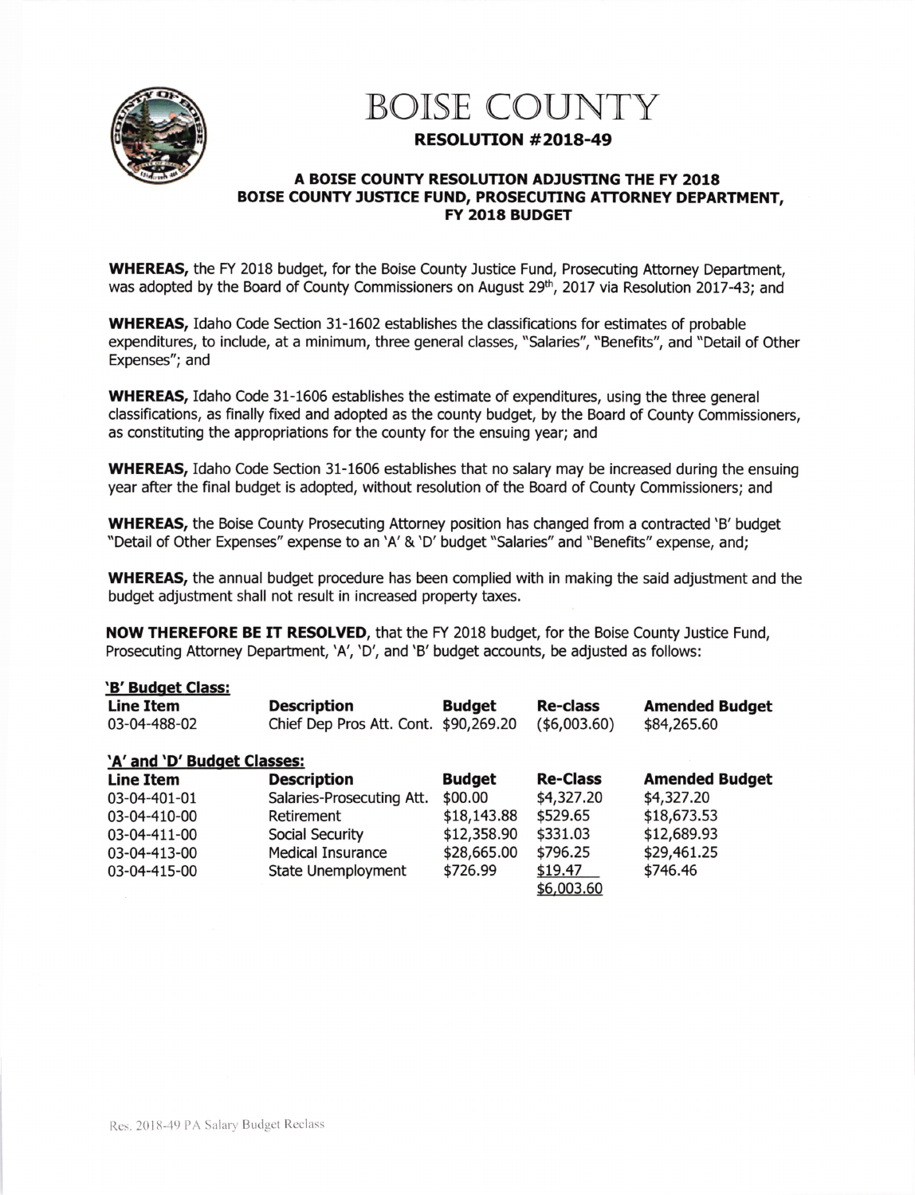# BOISE COUNTY

## RESOLUTION #2018-49

### A BOISE COUNTY RESOLUTION ADJUSTING THE FY 2018 BOISE COUNTY JUSTICE FUND, PROSECUTING ATTORNEY DEPARTMENT, FY 2018 BUDGET

**WHEREAS,** the FY 2018 budget, for the Boise County Justice Fund, Prosecuting Attorney Department, was adopted by the Board of County Commissioners on August 29th, 2017 via Resolution 2017-43; and

**WHEREAS,** Idaho Code Section 31-1602 establishes the classifications for estimates of probable expenditures, to include, at a minimum, three general classes, "Salaries", "Benefits", and "Detail of Other Expenses"; and

**WHEREAS,** Idaho Code 31-1606 establishes the estimate of expenditures, using the three general classifications, as finally fixed and adopted as the county budget, by the Board of County Commissioners, as constituting the appropriations for the county for the ensuing year; and

**WHEREAS,** Idaho Code Section 31-1606 establishes that no salary may be increased during the ensuing year after the final budget is adopted, without resolution of the Board of County Commissioners; and

**WHEREAS,** the Boise County Prosecuting Attorney position has changed from a contracted 'B' budget "Detail of Other Expenses" expense to an 'A' & 'D' budget "Salaries" and "Benefits" expense, and;

**WHEREAS,** the annual budget procedure has been complied with in making the said adjustment and the budget adjustment shall not result in increased property taxes.

**NOW THEREFORE BE IT RESOLVED**, that the FY 2018 budget, for the Boise County Justice Fund, Prosecuting Attorney Department, 'A', 'D', and 'B' budget accounts, be adjusted as follows:

**'B' Budget Class:**

| Line Item | Description | Budget | Re-class | Amended Budget |
|---|---|---|---|---|
| 03-04-488-02 | Chief Dep Pros Att. Cont. | $90,269.20 | ($6,003.60) | $84,265.60 |

**'A' and 'D' Budget Classes:**

| Line Item | Description | Budget | Re-Class | Amended Budget |
|---|---|---|---|---|
| 03-04-401-01 | Salaries-Prosecuting Att. | $00.00 | $4,327.20 | $4,327.20 |
| 03-04-410-00 | Retirement | $18,143.88 | $529.65 | $18,673.53 |
| 03-04-411-00 | Social Security | $12,358.90 | $331.03 | $12,689.93 |
| 03-04-413-00 | Medical Insurance | $28,665.00 | $796.25 | $29,461.25 |
| 03-04-415-00 | State Unemployment | $726.99 | $19.47 | $746.46 |
| | | | $6,003.60 | |

Res. 2018-49 PA Salary Budget Reclass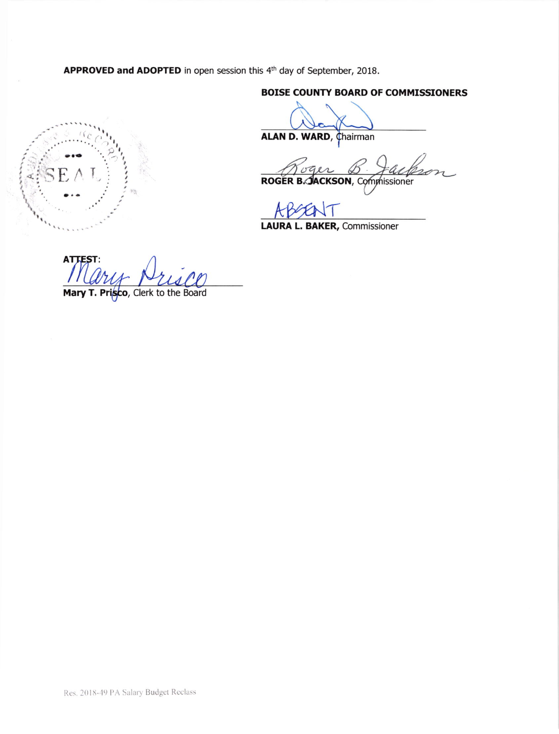**APPROVED and ADOPTED** in open session this 4th day of September, 2018.

**BOISE COUNTY BOARD OF COMMISSIONERS**

**ALAN D. WARD**, Chairman

**ROGER B. JACKSON**, Commissioner

ABSENT

**LAURA L. BAKER,** Commissioner

SEAL

**ATTEST**:

**Mary T. Prisco**, Clerk to the Board

Res. 2018-49 PA Salary Budget Reclass